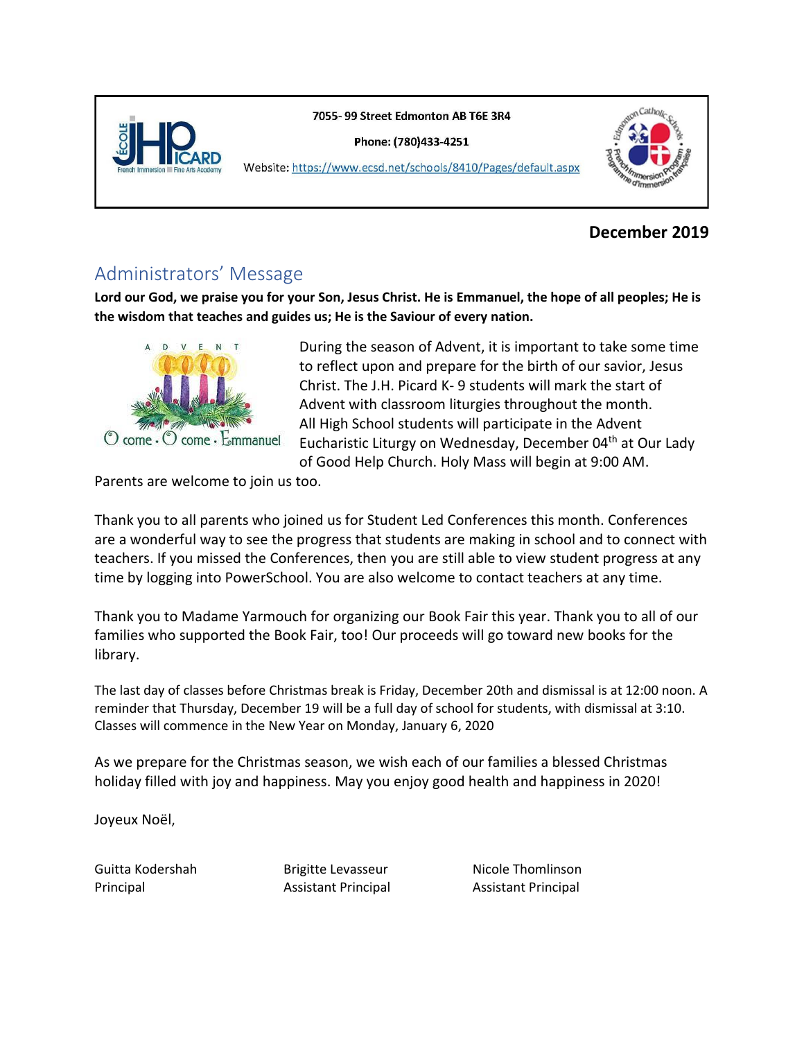7055- 99 Street Edmonton AB T6E 3R4

Phone: (780)433-4251

Website: https://www.ecsd.net/schools/8410/Pages/default.aspx

**December 2019**

## Administrators' Message

**Lord our God, we praise you for your Son, Jesus Christ. He is Emmanuel, the hope of all peoples; He is the wisdom that teaches and guides us; He is the Saviour of every nation.**

During the season of Advent, it is important to take some time to reflect upon and prepare for the birth of our savior, Jesus Christ. The J.H. Picard K- 9 students will mark the start of Advent with classroom liturgies throughout the month. All High School students will participate in the Advent Eucharistic Liturgy on Wednesday, December 04th at Our Lady of Good Help Church. Holy Mass will begin at 9:00 AM. Parents are welcome to join us too.

Thank you to all parents who joined us for Student Led Conferences this month. Conferences are a wonderful way to see the progress that students are making in school and to connect with teachers. If you missed the Conferences, then you are still able to view student progress at any time by logging into PowerSchool. You are also welcome to contact teachers at any time.

Thank you to Madame Yarmouch for organizing our Book Fair this year. Thank you to all of our families who supported the Book Fair, too! Our proceeds will go toward new books for the library.

The last day of classes before Christmas break is Friday, December 20th and dismissal is at 12:00 noon. A reminder that Thursday, December 19 will be a full day of school for students, with dismissal at 3:10. Classes will commence in the New Year on Monday, January 6, 2020

As we prepare for the Christmas season, we wish each of our families a blessed Christmas holiday filled with joy and happiness. May you enjoy good health and happiness in 2020!

Joyeux Noël,

Guitta Kodershah
Principal

Brigitte Levasseur
Assistant Principal

Nicole Thomlinson
Assistant Principal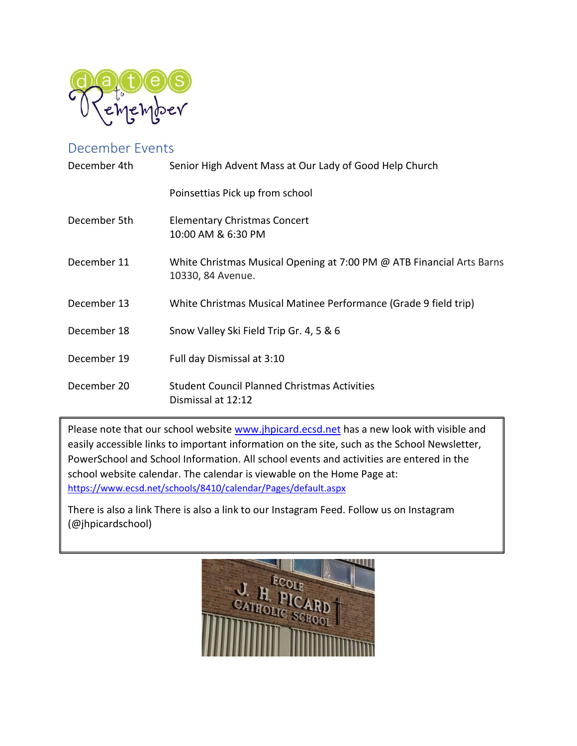# dates to Remember

## December Events

| | |
|---|---|
| December 4th | Senior High Advent Mass at Our Lady of Good Help Church |
| | Poinsettias Pick up from school |
| December 5th | Elementary Christmas Concert<br>10:00 AM & 6:30 PM |
| December 11 | White Christmas Musical Opening at 7:00 PM @ ATB Financial Arts Barns 10330, 84 Avenue. |
| December 13 | White Christmas Musical Matinee Performance (Grade 9 field trip) |
| December 18 | Snow Valley Ski Field Trip Gr. 4, 5 & 6 |
| December 19 | Full day Dismissal at 3:10 |
| December 20 | Student Council Planned Christmas Activities<br>Dismissal at 12:12 |

Please note that our school website www.jhpicard.ecsd.net has a new look with visible and easily accessible links to important information on the site, such as the School Newsletter, PowerSchool and School Information. All school events and activities are entered in the school website calendar. The calendar is viewable on the Home Page at: https://www.ecsd.net/schools/8410/calendar/Pages/default.aspx

There is also a link There is also a link to our Instagram Feed. Follow us on Instagram (@jhpicardschool)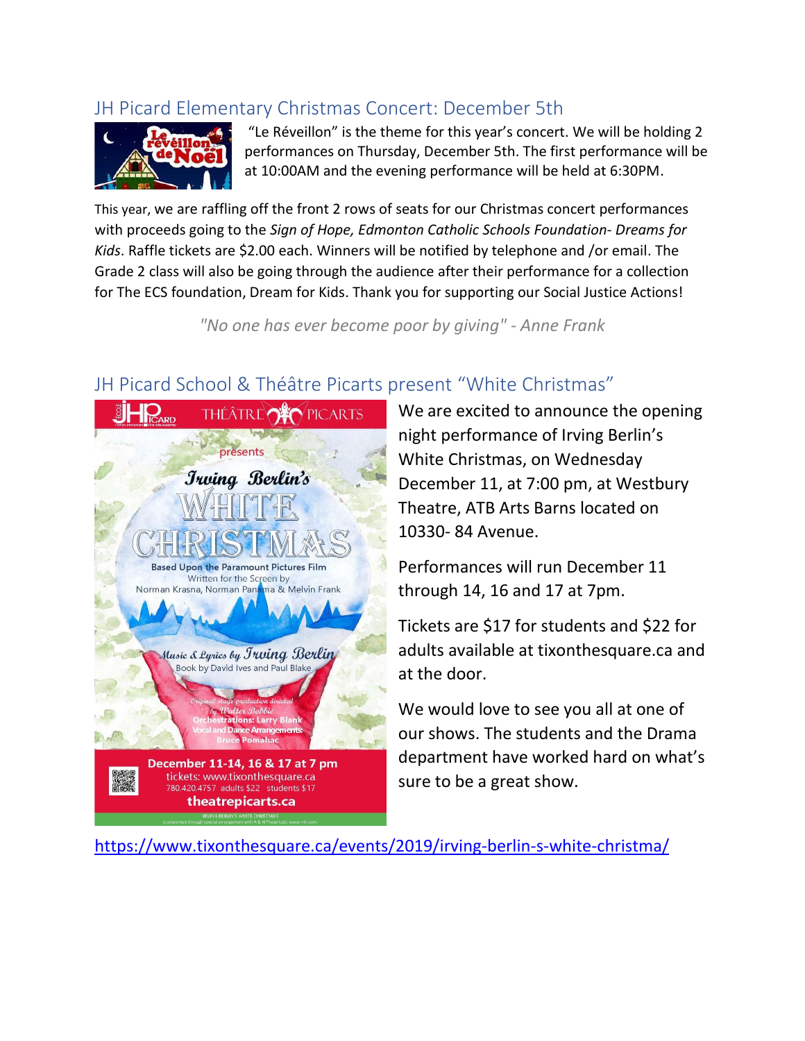## JH Picard Elementary Christmas Concert: December 5th

"Le Réveillon" is the theme for this year's concert. We will be holding 2 performances on Thursday, December 5th. The first performance will be at 10:00AM and the evening performance will be held at 6:30PM.

This year, we are raffling off the front 2 rows of seats for our Christmas concert performances with proceeds going to the *Sign of Hope, Edmonton Catholic Schools Foundation- Dreams for Kids*. Raffle tickets are $2.00 each. Winners will be notified by telephone and /or email. The Grade 2 class will also be going through the audience after their performance for a collection for The ECS foundation, Dream for Kids. Thank you for supporting our Social Justice Actions!

*"No one has ever become poor by giving" - Anne Frank*

## JH Picard School & Théâtre Picarts present "White Christmas"

We are excited to announce the opening night performance of Irving Berlin's White Christmas, on Wednesday December 11, at 7:00 pm, at Westbury Theatre, ATB Arts Barns located on 10330- 84 Avenue.

Performances will run December 11 through 14, 16 and 17 at 7pm.

Tickets are $17 for students and $22 for adults available at tixonthesquare.ca and at the door.

We would love to see you all at one of our shows. The students and the Drama department have worked hard on what's sure to be a great show.

https://www.tixonthesquare.ca/events/2019/irving-berlin-s-white-christma/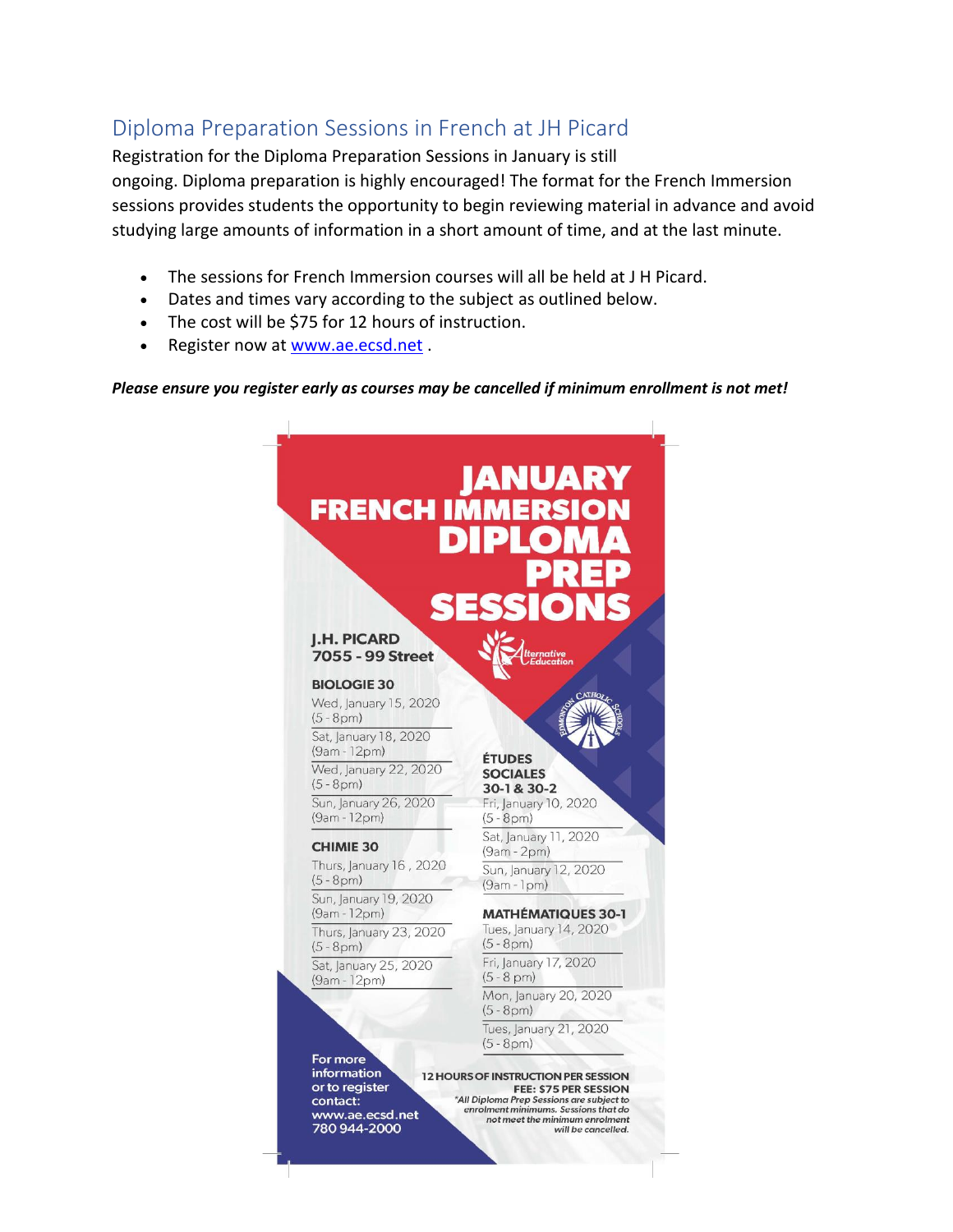## Diploma Preparation Sessions in French at JH Picard

Registration for the Diploma Preparation Sessions in January is still ongoing. Diploma preparation is highly encouraged! The format for the French Immersion sessions provides students the opportunity to begin reviewing material in advance and avoid studying large amounts of information in a short amount of time, and at the last minute.

- The sessions for French Immersion courses will all be held at J H Picard.
- Dates and times vary according to the subject as outlined below.
- The cost will be $75 for 12 hours of instruction.
- Register now at www.ae.ecsd.net .

***Please ensure you register early as courses may be cancelled if minimum enrollment is not met!***

# JANUARY FRENCH IMMERSION DIPLOMA PREP SESSIONS

**J.H. PICARD**
**7055 - 99 Street**

**BIOLOGIE 30**

- Wed, January 15, 2020 (5 - 8pm)
- Sat, January 18, 2020 (9am - 12pm)
- Wed, January 22, 2020 (5 - 8pm)
- Sun, January 26, 2020 (9am - 12pm)

**CHIMIE 30**

- Thurs, January 16 , 2020 (5 - 8pm)
- Sun, January 19, 2020 (9am - 12pm)
- Thurs, January 23, 2020 (5 - 8pm)
- Sat, January 25, 2020 (9am - 12pm)

**ÉTUDES SOCIALES 30-1 & 30-2**

- Fri, January 10, 2020 (5 - 8pm)
- Sat, January 11, 2020 (9am - 2pm)
- Sun, January 12, 2020 (9am - 1pm)

**MATHÉMATIQUES 30-1**

- Tues, January 14, 2020 (5 - 8pm)
- Fri, January 17, 2020 (5 - 8 pm)
- Mon, January 20, 2020 (5 - 8pm)
- Tues, January 21, 2020 (5 - 8pm)

For more information or to register contact:
www.ae.ecsd.net
780 944-2000

**12 HOURS OF INSTRUCTION PER SESSION**
**FEE: $75 PER SESSION**

*\*All Diploma Prep Sessions are subject to enrolment minimums. Sessions that do not meet the minimum enrolment will be cancelled.*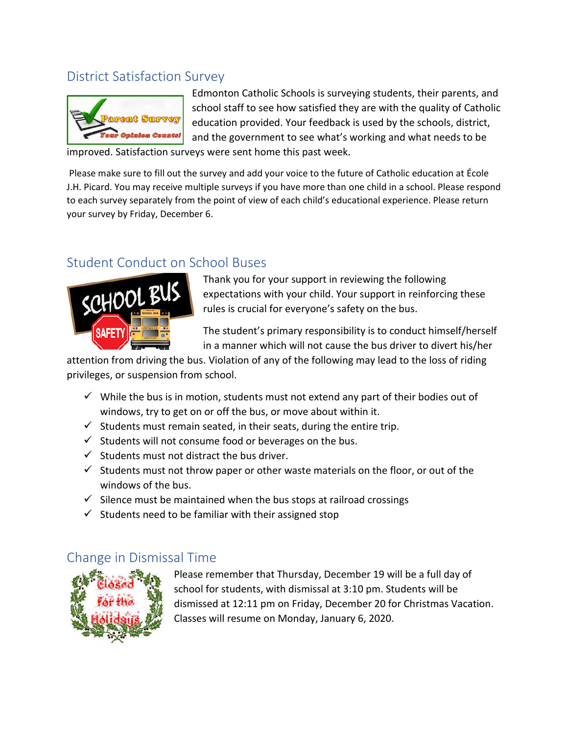## District Satisfaction Survey

Edmonton Catholic Schools is surveying students, their parents, and school staff to see how satisfied they are with the quality of Catholic education provided. Your feedback is used by the schools, district, and the government to see what's working and what needs to be improved. Satisfaction surveys were sent home this past week.

Please make sure to fill out the survey and add your voice to the future of Catholic education at École J.H. Picard. You may receive multiple surveys if you have more than one child in a school. Please respond to each survey separately from the point of view of each child's educational experience. Please return your survey by Friday, December 6.

## Student Conduct on School Buses

Thank you for your support in reviewing the following expectations with your child. Your support in reinforcing these rules is crucial for everyone's safety on the bus.

The student's primary responsibility is to conduct himself/herself in a manner which will not cause the bus driver to divert his/her attention from driving the bus. Violation of any of the following may lead to the loss of riding privileges, or suspension from school.

- ✓ While the bus is in motion, students must not extend any part of their bodies out of windows, try to get on or off the bus, or move about within it.
- ✓ Students must remain seated, in their seats, during the entire trip.
- ✓ Students will not consume food or beverages on the bus.
- ✓ Students must not distract the bus driver.
- ✓ Students must not throw paper or other waste materials on the floor, or out of the windows of the bus.
- ✓ Silence must be maintained when the bus stops at railroad crossings
- ✓ Students need to be familiar with their assigned stop

## Change in Dismissal Time

Please remember that Thursday, December 19 will be a full day of school for students, with dismissal at 3:10 pm. Students will be dismissed at 12:11 pm on Friday, December 20 for Christmas Vacation. Classes will resume on Monday, January 6, 2020.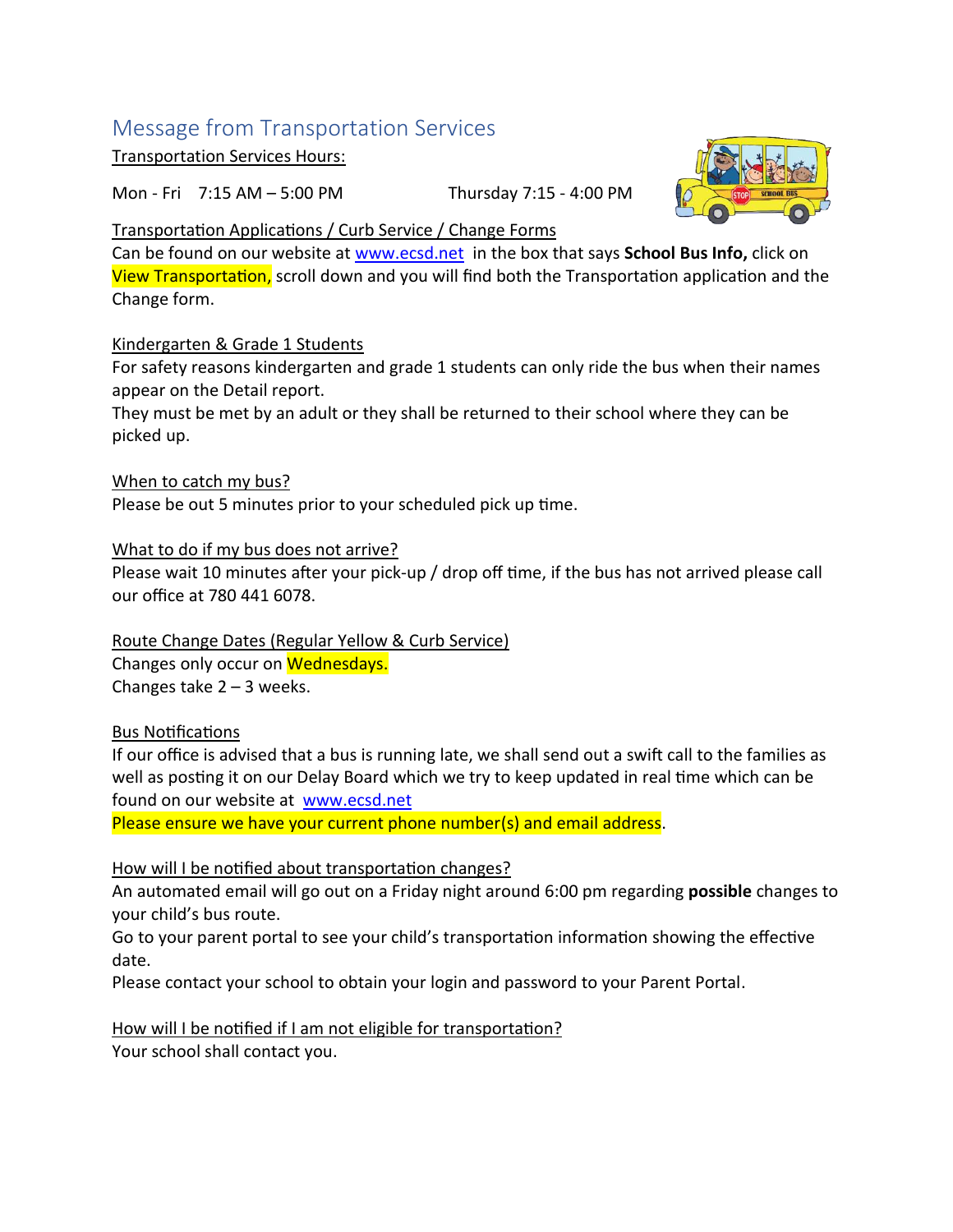## Message from Transportation Services

Transportation Services Hours:

Mon - Fri 7:15 AM – 5:00 PM Thursday 7:15 - 4:00 PM

Transportation Applications / Curb Service / Change Forms

Can be found on our website at www.ecsd.net in the box that says **School Bus Info,** click on View Transportation, scroll down and you will find both the Transportation application and the Change form.

Kindergarten & Grade 1 Students

For safety reasons kindergarten and grade 1 students can only ride the bus when their names appear on the Detail report.

They must be met by an adult or they shall be returned to their school where they can be picked up.

When to catch my bus?

Please be out 5 minutes prior to your scheduled pick up time.

What to do if my bus does not arrive?

Please wait 10 minutes after your pick-up / drop off time, if the bus has not arrived please call our office at 780 441 6078.

Route Change Dates (Regular Yellow & Curb Service)

Changes only occur on Wednesdays.

Changes take 2 – 3 weeks.

Bus Notifications

If our office is advised that a bus is running late, we shall send out a swift call to the families as well as posting it on our Delay Board which we try to keep updated in real time which can be found on our website at www.ecsd.net

Please ensure we have your current phone number(s) and email address.

How will I be notified about transportation changes?

An automated email will go out on a Friday night around 6:00 pm regarding **possible** changes to your child's bus route.

Go to your parent portal to see your child's transportation information showing the effective date.

Please contact your school to obtain your login and password to your Parent Portal.

How will I be notified if I am not eligible for transportation?

Your school shall contact you.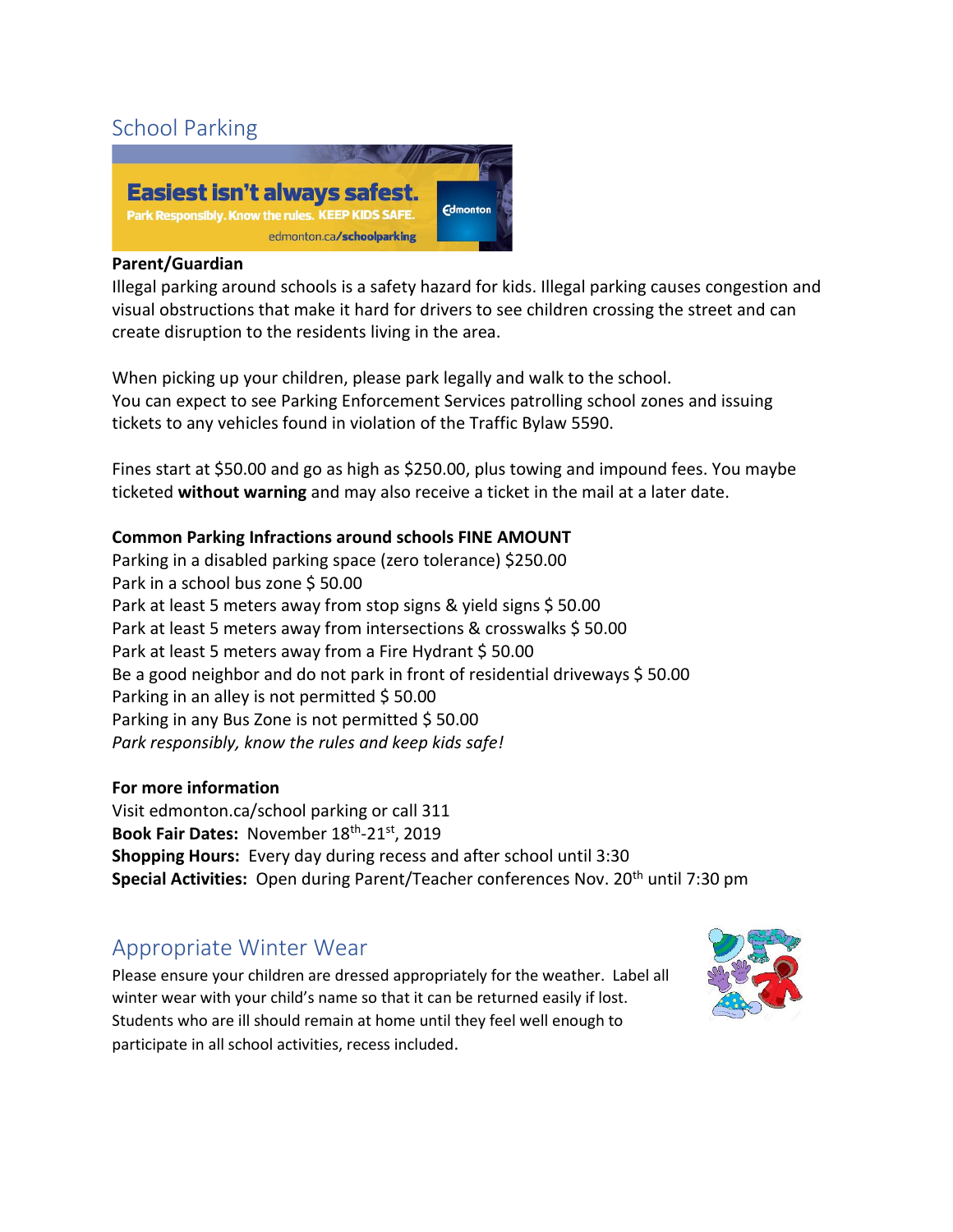## School Parking

**Parent/Guardian**

Illegal parking around schools is a safety hazard for kids. Illegal parking causes congestion and visual obstructions that make it hard for drivers to see children crossing the street and can create disruption to the residents living in the area.

When picking up your children, please park legally and walk to the school.
You can expect to see Parking Enforcement Services patrolling school zones and issuing tickets to any vehicles found in violation of the Traffic Bylaw 5590.

Fines start at $50.00 and go as high as $250.00, plus towing and impound fees. You maybe ticketed **without warning** and may also receive a ticket in the mail at a later date.

**Common Parking Infractions around schools FINE AMOUNT**

Parking in a disabled parking space (zero tolerance) $250.00
Park in a school bus zone $ 50.00
Park at least 5 meters away from stop signs & yield signs $ 50.00
Park at least 5 meters away from intersections & crosswalks $ 50.00
Park at least 5 meters away from a Fire Hydrant $ 50.00
Be a good neighbor and do not park in front of residential driveways $ 50.00
Parking in an alley is not permitted $ 50.00
Parking in any Bus Zone is not permitted $ 50.00
*Park responsibly, know the rules and keep kids safe!*

**For more information**

Visit edmonton.ca/school parking or call 311
**Book Fair Dates:** November 18th-21st, 2019
**Shopping Hours:** Every day during recess and after school until 3:30
**Special Activities:** Open during Parent/Teacher conferences Nov. 20th until 7:30 pm

## Appropriate Winter Wear

Please ensure your children are dressed appropriately for the weather. Label all winter wear with your child's name so that it can be returned easily if lost. Students who are ill should remain at home until they feel well enough to participate in all school activities, recess included.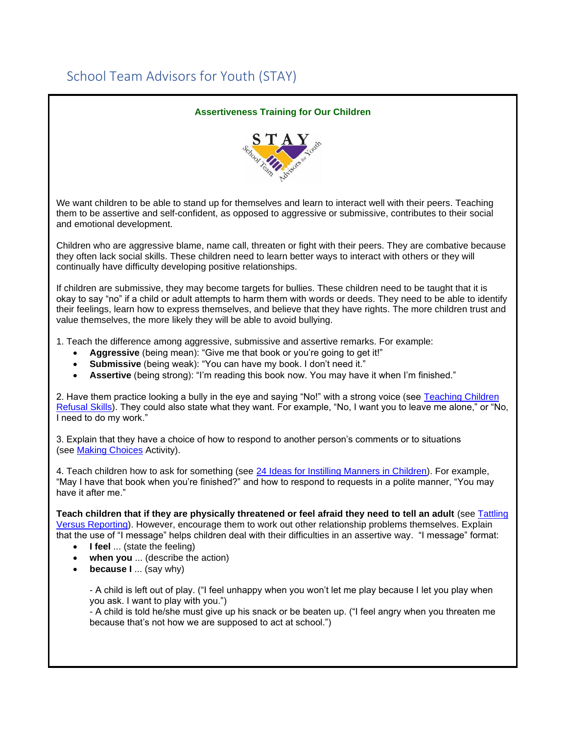# School Team Advisors for Youth (STAY)

**Assertiveness Training for Our Children**

We want children to be able to stand up for themselves and learn to interact well with their peers. Teaching them to be assertive and self-confident, as opposed to aggressive or submissive, contributes to their social and emotional development.

Children who are aggressive blame, name call, threaten or fight with their peers. They are combative because they often lack social skills. These children need to learn better ways to interact with others or they will continually have difficulty developing positive relationships.

If children are submissive, they may become targets for bullies. These children need to be taught that it is okay to say "no" if a child or adult attempts to harm them with words or deeds. They need to be able to identify their feelings, learn how to express themselves, and believe that they have rights. The more children trust and value themselves, the more likely they will be able to avoid bullying.

1. Teach the difference among aggressive, submissive and assertive remarks. For example:
   - **Aggressive** (being mean): "Give me that book or you're going to get it!"
   - **Submissive** (being weak): "You can have my book. I don't need it."
   - **Assertive** (being strong): "I'm reading this book now. You may have it when I'm finished."

2. Have them practice looking a bully in the eye and saying "No!" with a strong voice (see Teaching Children Refusal Skills). They could also state what they want. For example, "No, I want you to leave me alone," or "No, I need to do my work."

3. Explain that they have a choice of how to respond to another person's comments or to situations (see Making Choices Activity).

4. Teach children how to ask for something (see 24 Ideas for Instilling Manners in Children). For example, "May I have that book when you're finished?" and how to respond to requests in a polite manner, "You may have it after me."

**Teach children that if they are physically threatened or feel afraid they need to tell an adult** (see Tattling Versus Reporting). However, encourage them to work out other relationship problems themselves. Explain that the use of "I message" helps children deal with their difficulties in an assertive way. "I message" format:

- **I feel** ... (state the feeling)
- **when you** ... (describe the action)
- **because I** ... (say why)

  - A child is left out of play. ("I feel unhappy when you won't let me play because I let you play when you ask. I want to play with you.")
  - A child is told he/she must give up his snack or be beaten up. ("I feel angry when you threaten me because that's not how we are supposed to act at school.")